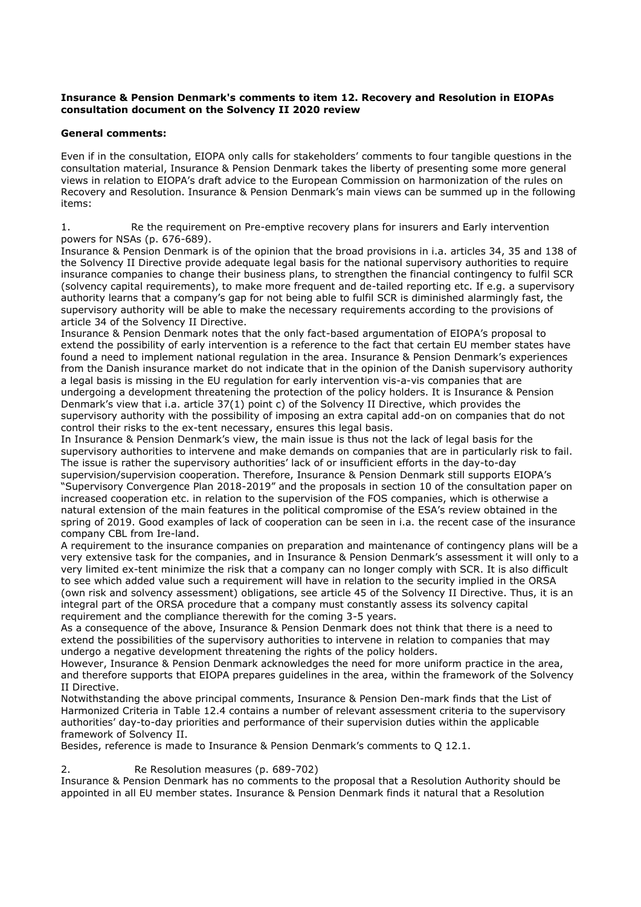**Insurance & Pension Denmark's comments to item 12. Recovery and Resolution in EIOPAs consultation document on the Solvency II 2020 review**

**General comments:**

Even if in the consultation, EIOPA only calls for stakeholders' comments to four tangible questions in the consultation material, Insurance & Pension Denmark takes the liberty of presenting some more general views in relation to EIOPA's draft advice to the European Commission on harmonization of the rules on Recovery and Resolution. Insurance & Pension Denmark's main views can be summed up in the following items:

1. Re the requirement on Pre-emptive recovery plans for insurers and Early intervention powers for NSAs (p. 676-689).

Insurance & Pension Denmark is of the opinion that the broad provisions in i.a. articles 34, 35 and 138 of the Solvency II Directive provide adequate legal basis for the national supervisory authorities to require insurance companies to change their business plans, to strengthen the financial contingency to fulfil SCR (solvency capital requirements), to make more frequent and de-tailed reporting etc. If e.g. a supervisory authority learns that a company's gap for not being able to fulfil SCR is diminished alarmingly fast, the supervisory authority will be able to make the necessary requirements according to the provisions of article 34 of the Solvency II Directive.

Insurance & Pension Denmark notes that the only fact-based argumentation of EIOPA's proposal to extend the possibility of early intervention is a reference to the fact that certain EU member states have found a need to implement national regulation in the area. Insurance & Pension Denmark's experiences from the Danish insurance market do not indicate that in the opinion of the Danish supervisory authority a legal basis is missing in the EU regulation for early intervention vis-a-vis companies that are undergoing a development threatening the protection of the policy holders. It is Insurance & Pension Denmark's view that i.a. article 37(1) point c) of the Solvency II Directive, which provides the supervisory authority with the possibility of imposing an extra capital add-on on companies that do not control their risks to the ex-tent necessary, ensures this legal basis.

In Insurance & Pension Denmark's view, the main issue is thus not the lack of legal basis for the supervisory authorities to intervene and make demands on companies that are in particularly risk to fail. The issue is rather the supervisory authorities' lack of or insufficient efforts in the day-to-day supervision/supervision cooperation. Therefore, Insurance & Pension Denmark still supports EIOPA's "Supervisory Convergence Plan 2018-2019" and the proposals in section 10 of the consultation paper on increased cooperation etc. in relation to the supervision of the FOS companies, which is otherwise a natural extension of the main features in the political compromise of the ESA's review obtained in the spring of 2019. Good examples of lack of cooperation can be seen in i.a. the recent case of the insurance company CBL from Ire-land.

A requirement to the insurance companies on preparation and maintenance of contingency plans will be a very extensive task for the companies, and in Insurance & Pension Denmark's assessment it will only to a very limited ex-tent minimize the risk that a company can no longer comply with SCR. It is also difficult to see which added value such a requirement will have in relation to the security implied in the ORSA (own risk and solvency assessment) obligations, see article 45 of the Solvency II Directive. Thus, it is an integral part of the ORSA procedure that a company must constantly assess its solvency capital requirement and the compliance therewith for the coming 3-5 years.

As a consequence of the above, Insurance & Pension Denmark does not think that there is a need to extend the possibilities of the supervisory authorities to intervene in relation to companies that may undergo a negative development threatening the rights of the policy holders.

However, Insurance & Pension Denmark acknowledges the need for more uniform practice in the area, and therefore supports that EIOPA prepares guidelines in the area, within the framework of the Solvency II Directive.

Notwithstanding the above principal comments, Insurance & Pension Den-mark finds that the List of Harmonized Criteria in Table 12.4 contains a number of relevant assessment criteria to the supervisory authorities' day-to-day priorities and performance of their supervision duties within the applicable framework of Solvency II.

Besides, reference is made to Insurance & Pension Denmark's comments to Q 12.1.

2. Re Resolution measures (p. 689-702)

Insurance & Pension Denmark has no comments to the proposal that a Resolution Authority should be appointed in all EU member states. Insurance & Pension Denmark finds it natural that a Resolution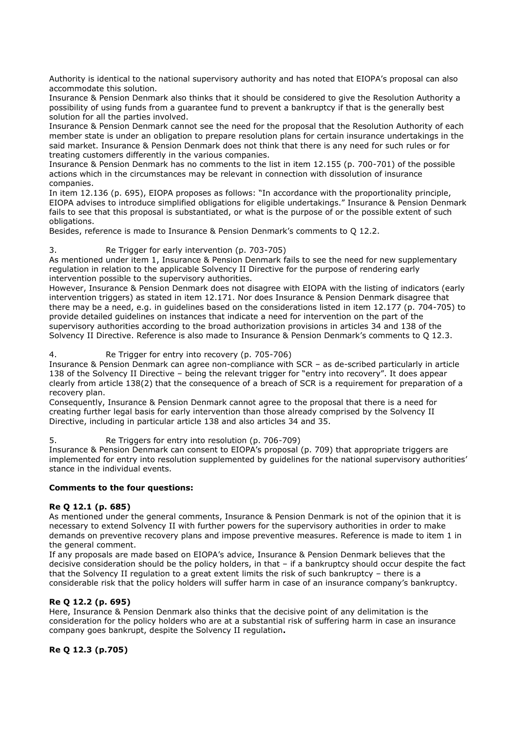Authority is identical to the national supervisory authority and has noted that EIOPA's proposal can also accommodate this solution.

Insurance & Pension Denmark also thinks that it should be considered to give the Resolution Authority a possibility of using funds from a guarantee fund to prevent a bankruptcy if that is the generally best solution for all the parties involved.

Insurance & Pension Denmark cannot see the need for the proposal that the Resolution Authority of each member state is under an obligation to prepare resolution plans for certain insurance undertakings in the said market. Insurance & Pension Denmark does not think that there is any need for such rules or for treating customers differently in the various companies.

Insurance & Pension Denmark has no comments to the list in item 12.155 (p. 700-701) of the possible actions which in the circumstances may be relevant in connection with dissolution of insurance companies.

In item 12.136 (p. 695), EIOPA proposes as follows: "In accordance with the proportionality principle, EIOPA advises to introduce simplified obligations for eligible undertakings." Insurance & Pension Denmark fails to see that this proposal is substantiated, or what is the purpose of or the possible extent of such obligations.

Besides, reference is made to Insurance & Pension Denmark's comments to Q 12.2.

3. Re Trigger for early intervention (p. 703-705)

As mentioned under item 1, Insurance & Pension Denmark fails to see the need for new supplementary regulation in relation to the applicable Solvency II Directive for the purpose of rendering early intervention possible to the supervisory authorities.

However, Insurance & Pension Denmark does not disagree with EIOPA with the listing of indicators (early intervention triggers) as stated in item 12.171. Nor does Insurance & Pension Denmark disagree that there may be a need, e.g. in guidelines based on the considerations listed in item 12.177 (p. 704-705) to provide detailed guidelines on instances that indicate a need for intervention on the part of the supervisory authorities according to the broad authorization provisions in articles 34 and 138 of the Solvency II Directive. Reference is also made to Insurance & Pension Denmark's comments to Q 12.3.

4. Re Trigger for entry into recovery (p. 705-706)

Insurance & Pension Denmark can agree non-compliance with SCR – as de-scribed particularly in article 138 of the Solvency II Directive – being the relevant trigger for "entry into recovery". It does appear clearly from article 138(2) that the consequence of a breach of SCR is a requirement for preparation of a recovery plan.

Consequently, Insurance & Pension Denmark cannot agree to the proposal that there is a need for creating further legal basis for early intervention than those already comprised by the Solvency II Directive, including in particular article 138 and also articles 34 and 35.

5. Re Triggers for entry into resolution (p. 706-709)

Insurance & Pension Denmark can consent to EIOPA's proposal (p. 709) that appropriate triggers are implemented for entry into resolution supplemented by guidelines for the national supervisory authorities' stance in the individual events.

**Comments to the four questions:**

**Re Q 12.1 (p. 685)**

As mentioned under the general comments, Insurance & Pension Denmark is not of the opinion that it is necessary to extend Solvency II with further powers for the supervisory authorities in order to make demands on preventive recovery plans and impose preventive measures. Reference is made to item 1 in the general comment.

If any proposals are made based on EIOPA's advice, Insurance & Pension Denmark believes that the decisive consideration should be the policy holders, in that – if a bankruptcy should occur despite the fact that the Solvency II regulation to a great extent limits the risk of such bankruptcy – there is a considerable risk that the policy holders will suffer harm in case of an insurance company's bankruptcy.

**Re Q 12.2 (p. 695)**

Here, Insurance & Pension Denmark also thinks that the decisive point of any delimitation is the consideration for the policy holders who are at a substantial risk of suffering harm in case an insurance company goes bankrupt, despite the Solvency II regulation**.**

**Re Q 12.3 (p.705)**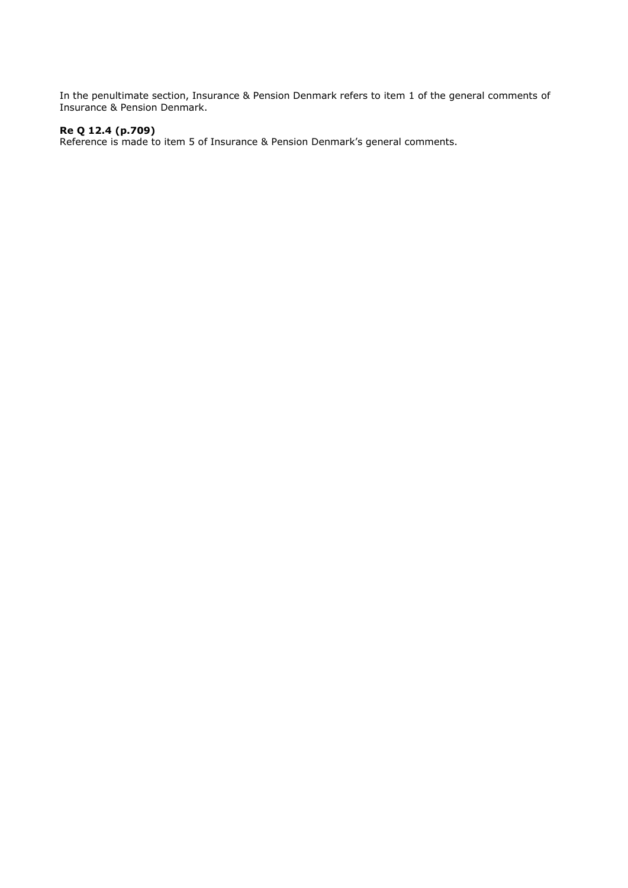In the penultimate section, Insurance & Pension Denmark refers to item 1 of the general comments of Insurance & Pension Denmark.

**Re Q 12.4 (p.709)**
Reference is made to item 5 of Insurance & Pension Denmark's general comments.